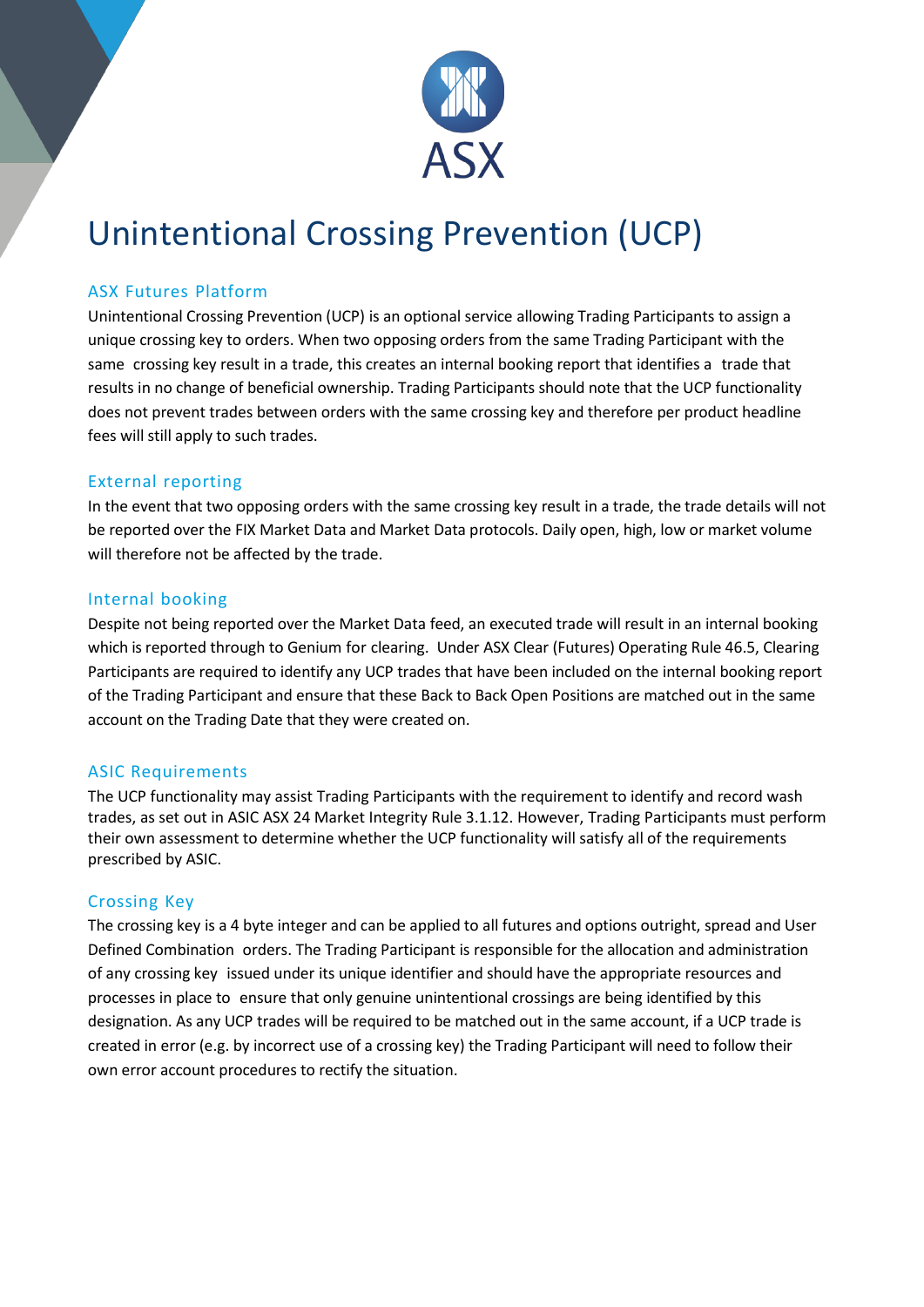# Unintentional Crossing Prevention (UCP)

## ASX Futures Platform

Unintentional Crossing Prevention (UCP) is an optional service allowing Trading Participants to assign a unique crossing key to orders. When two opposing orders from the same Trading Participant with the same crossing key result in a trade, this creates an internal booking report that identifies a trade that results in no change of beneficial ownership. Trading Participants should note that the UCP functionality does not prevent trades between orders with the same crossing key and therefore per product headline fees will still apply to such trades.

## External reporting

In the event that two opposing orders with the same crossing key result in a trade, the trade details will not be reported over the FIX Market Data and Market Data protocols. Daily open, high, low or market volume will therefore not be affected by the trade.

## Internal booking

Despite not being reported over the Market Data feed, an executed trade will result in an internal booking which is reported through to Genium for clearing. Under ASX Clear (Futures) Operating Rule 46.5, Clearing Participants are required to identify any UCP trades that have been included on the internal booking report of the Trading Participant and ensure that these Back to Back Open Positions are matched out in the same account on the Trading Date that they were created on.

## ASIC Requirements

The UCP functionality may assist Trading Participants with the requirement to identify and record wash trades, as set out in ASIC ASX 24 Market Integrity Rule 3.1.12. However, Trading Participants must perform their own assessment to determine whether the UCP functionality will satisfy all of the requirements prescribed by ASIC.

## Crossing Key

The crossing key is a 4 byte integer and can be applied to all futures and options outright, spread and User Defined Combination orders. The Trading Participant is responsible for the allocation and administration of any crossing key issued under its unique identifier and should have the appropriate resources and processes in place to ensure that only genuine unintentional crossings are being identified by this designation. As any UCP trades will be required to be matched out in the same account, if a UCP trade is created in error (e.g. by incorrect use of a crossing key) the Trading Participant will need to follow their own error account procedures to rectify the situation.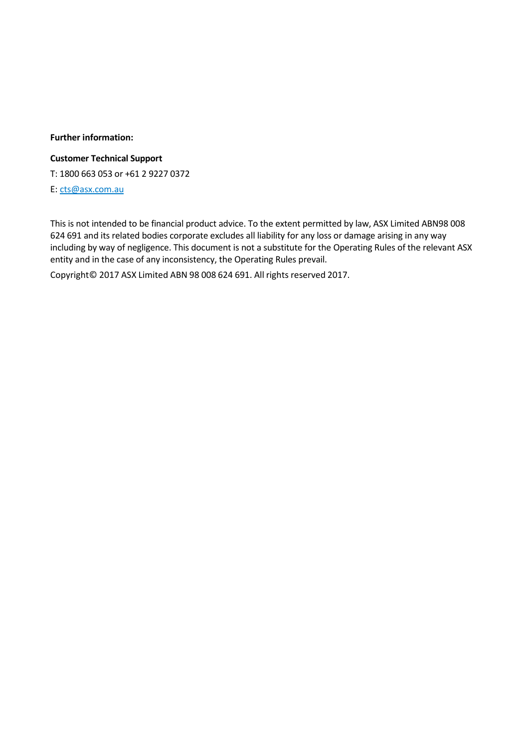**Further information:**

**Customer Technical Support**

T: 1800 663 053 or +61 2 9227 0372

E: [cts@asx.com.au](mailto:cts@asx.com.au)

This is not intended to be financial product advice. To the extent permitted by law, ASX Limited ABN98 008 624 691 and its related bodies corporate excludes all liability for any loss or damage arising in any way including by way of negligence. This document is not a substitute for the Operating Rules of the relevant ASX entity and in the case of any inconsistency, the Operating Rules prevail.

Copyright© 2017 ASX Limited ABN 98 008 624 691. All rights reserved 2017.